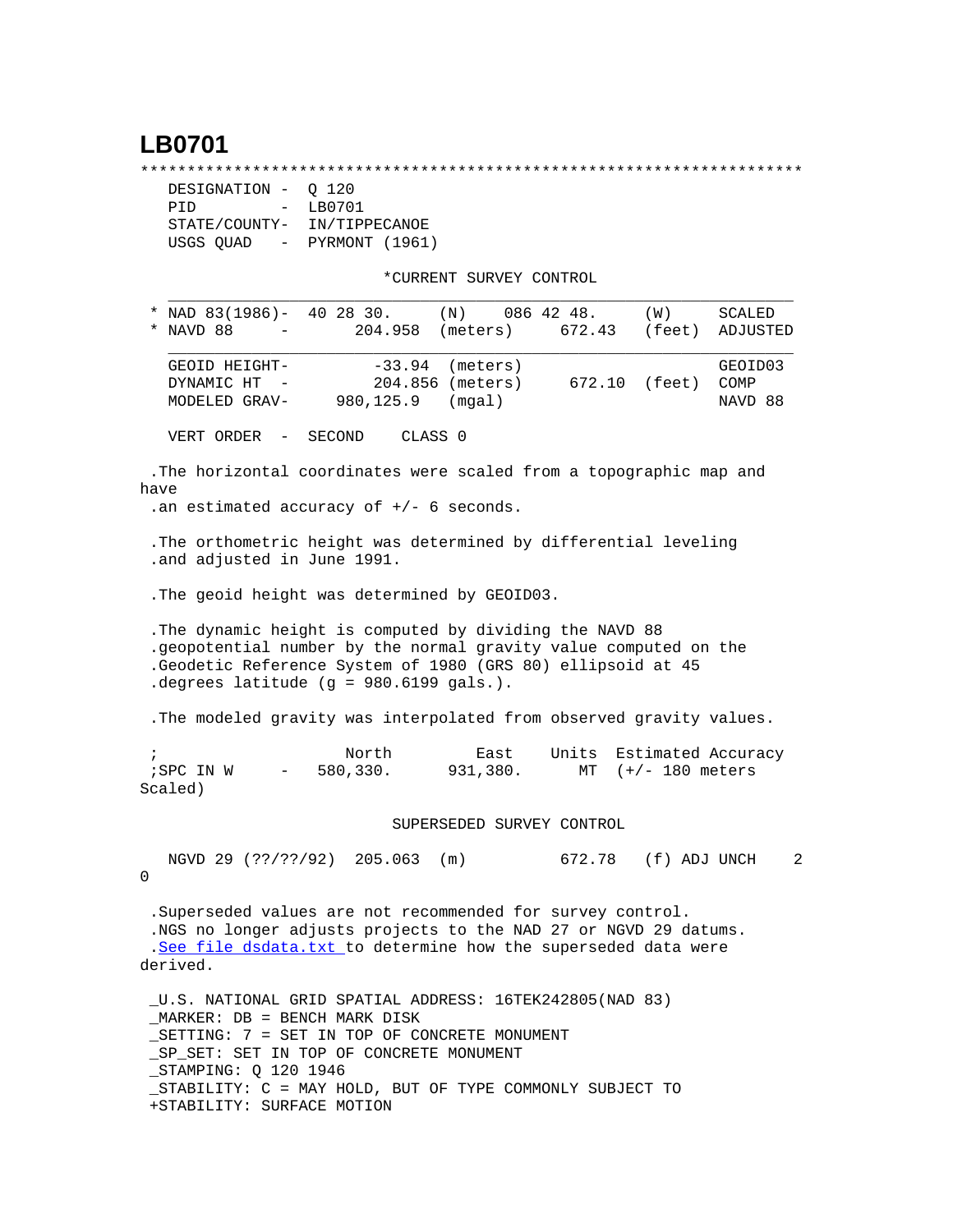# LB0701

```
*********************************************************************
  DESIGNATION -  Q 120
  PID         -  LB0701
  STATE/COUNTY-  IN/TIPPECANOE
  USGS QUAD   -  PYRMONT (1961)

                          *CURRENT SURVEY CONTROL
  ___________________________________________________________________
* NAD 83(1986)-  40 28 30.     (N)    086 42 48.     (W)     SCALED
* NAVD 88     -       204.958  (meters)     672.43   (feet)  ADJUSTED
  ___________________________________________________________________
  GEOID HEIGHT-        -33.94  (meters)                      GEOID03
  DYNAMIC HT  -       204.856 (meters)     672.10  (feet)   COMP
  MODELED GRAV-     980,125.9   (mgal)                       NAVD 88

  VERT ORDER  -  SECOND     CLASS 0

 .The horizontal coordinates were scaled from a topographic map and
have
 .an estimated accuracy of +/- 6 seconds.

 .The orthometric height was determined by differential leveling
 .and adjusted in June 1991.

 .The geoid height was determined by GEOID03.

 .The dynamic height is computed by dividing the NAVD 88
 .geopotential number by the normal gravity value computed on the
 .Geodetic Reference System of 1980 (GRS 80) ellipsoid at 45
 .degrees latitude (g = 980.6199 gals.).

 .The modeled gravity was interpolated from observed gravity values.

 ;                   North         East     Units  Estimated Accuracy
 ;SPC IN W     -   580,330.      931,380.      MT  (+/- 180 meters
Scaled)

                           SUPERSEDED SURVEY CONTROL

  NGVD 29 (??/??/92)  205.063  (m)          672.78   (f) ADJ UNCH    2
0

 .Superseded values are not recommended for survey control.
 .NGS no longer adjusts projects to the NAD 27 or NGVD 29 datums.
 .See file dsdata.txt to determine how the superseded data were
derived.

 _U.S. NATIONAL GRID SPATIAL ADDRESS: 16TEK242805(NAD 83)
 _MARKER: DB = BENCH MARK DISK
 _SETTING: 7 = SET IN TOP OF CONCRETE MONUMENT
 _SP_SET: SET IN TOP OF CONCRETE MONUMENT
 _STAMPING: Q 120 1946
 _STABILITY: C = MAY HOLD, BUT OF TYPE COMMONLY SUBJECT TO
 +STABILITY: SURFACE MOTION
```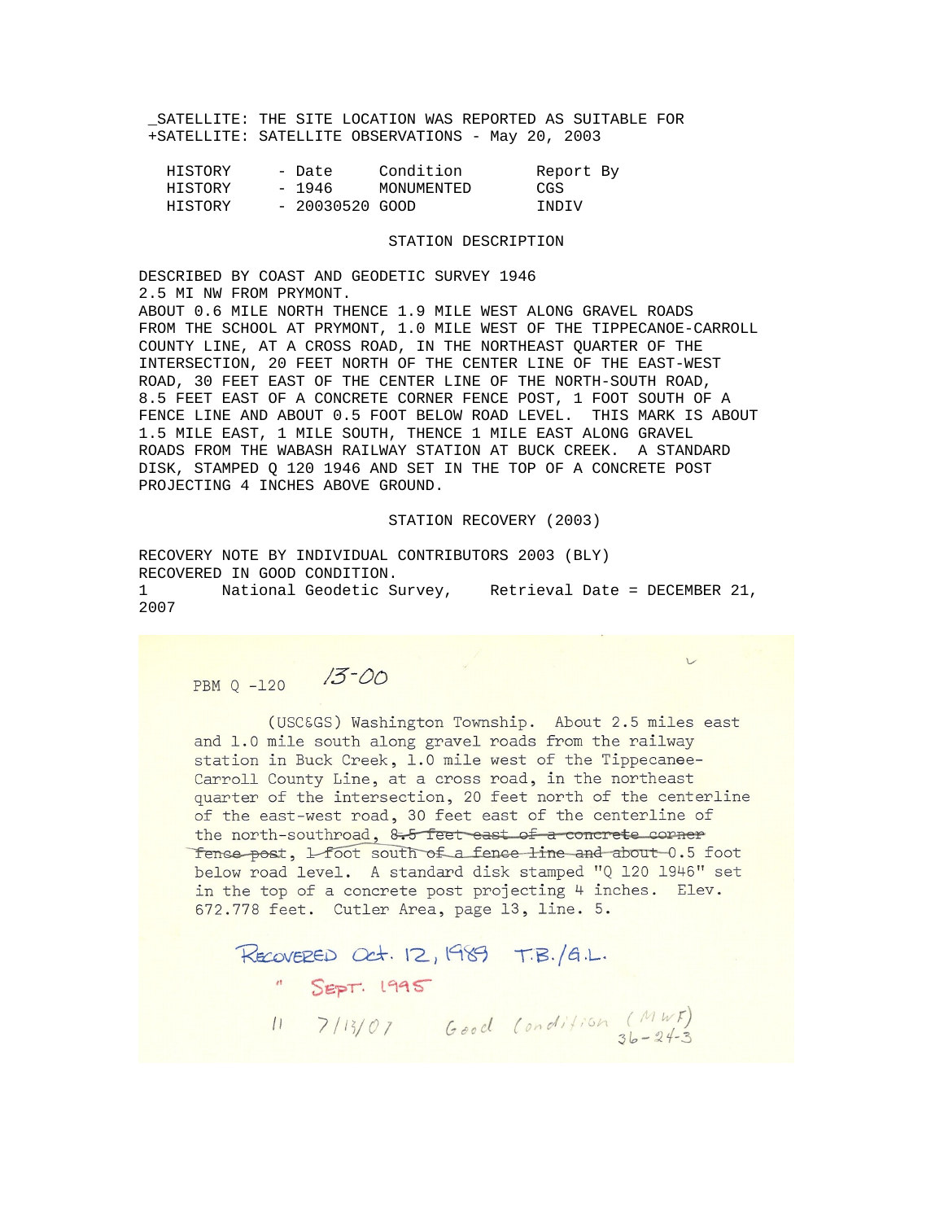_SATELLITE: THE SITE LOCATION WAS REPORTED AS SUITABLE FOR
+SATELLITE: SATELLITE OBSERVATIONS - May 20, 2003

| | | | |
|---|---|---|---|
| HISTORY | - Date | Condition | Report By |
| HISTORY | - 1946 | MONUMENTED | CGS |
| HISTORY | - 20030520 | GOOD | INDIV |

## STATION DESCRIPTION

DESCRIBED BY COAST AND GEODETIC SURVEY 1946
2.5 MI NW FROM PRYMONT.
ABOUT 0.6 MILE NORTH THENCE 1.9 MILE WEST ALONG GRAVEL ROADS FROM THE SCHOOL AT PRYMONT, 1.0 MILE WEST OF THE TIPPECANOE-CARROLL COUNTY LINE, AT A CROSS ROAD, IN THE NORTHEAST QUARTER OF THE INTERSECTION, 20 FEET NORTH OF THE CENTER LINE OF THE EAST-WEST ROAD, 30 FEET EAST OF THE CENTER LINE OF THE NORTH-SOUTH ROAD, 8.5 FEET EAST OF A CONCRETE CORNER FENCE POST, 1 FOOT SOUTH OF A FENCE LINE AND ABOUT 0.5 FOOT BELOW ROAD LEVEL. THIS MARK IS ABOUT 1.5 MILE EAST, 1 MILE SOUTH, THENCE 1 MILE EAST ALONG GRAVEL ROADS FROM THE WABASH RAILWAY STATION AT BUCK CREEK. A STANDARD DISK, STAMPED Q 120 1946 AND SET IN THE TOP OF A CONCRETE POST PROJECTING 4 INCHES ABOVE GROUND.

## STATION RECOVERY (2003)

RECOVERY NOTE BY INDIVIDUAL CONTRIBUTORS 2003 (BLY)
RECOVERED IN GOOD CONDITION.
1 National Geodetic Survey, Retrieval Date = DECEMBER 21, 2007

PBM Q -120 13-00

(USC&GS) Washington Township. About 2.5 miles east and 1.0 mile south along gravel roads from the railway station in Buck Creek, 1.0 mile west of the Tippecanee-Carroll County Line, at a cross road, in the northeast quarter of the intersection, 20 feet north of the centerline of the east-west road, 30 feet east of the centerline of the north-southroad, ~~8.5 feet east of a concrete corner fence post~~, ~~1 foot south of a fence line and about~~ 0.5 foot below road level. A standard disk stamped "Q 120 1946" set in the top of a concrete post projecting 4 inches. Elev. 672.778 feet. Cutler Area, page 13, line. 5.

RECOVERED Oct. 12, 1989 T.B./G.L.
" SEPT. 1995
" 7/13/07 Good Condition (MWF) 36-24-3